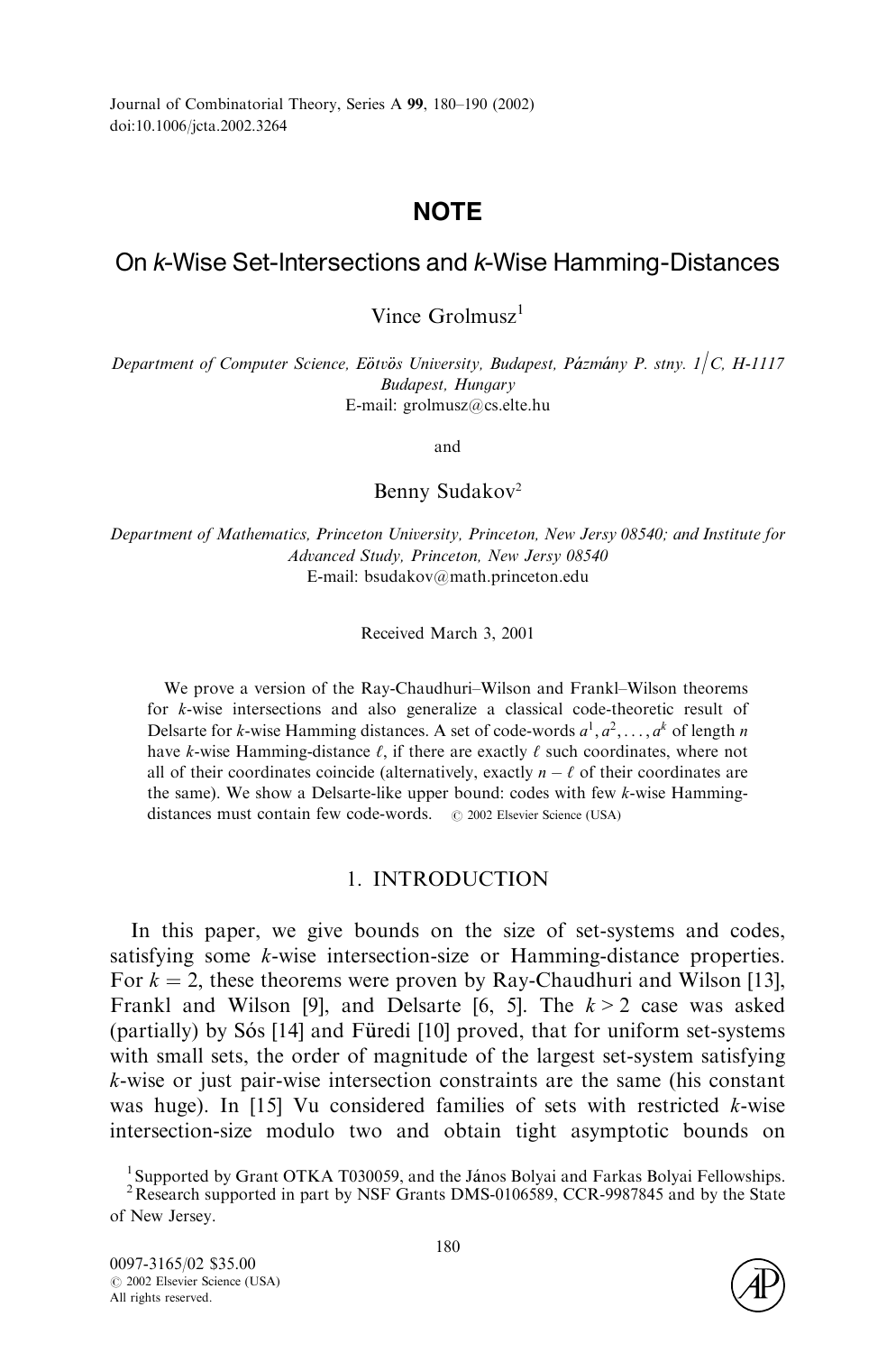Journal of Combinatorial Theory, Series A 99, 180–190 (2002)
doi:10.1006/jcta.2002.3264

# NOTE

## On $k$-Wise Set-Intersections and $k$-Wise Hamming-Distances

Vince Grolmusz[1]

*Department of Computer Science, Eötvös University, Budapest, Pázmány P. stny. 1/C, H-1117 Budapest, Hungary*
E-mail: grolmusz@cs.elte.hu

and

Benny Sudakov[2]

*Department of Mathematics, Princeton University, Princeton, New Jersey 08540; and Institute for Advanced Study, Princeton, New Jersey 08540*
E-mail: bsudakov@math.princeton.edu

Received March 3, 2001

We prove a version of the Ray-Chaudhuri–Wilson and Frankl–Wilson theorems for $k$-wise intersections and also generalize a classical code-theoretic result of Delsarte for $k$-wise Hamming distances. A set of code-words $a^1, a^2, \ldots, a^k$ of length $n$ have $k$-wise Hamming-distance $\ell$, if there are exactly $\ell$ such coordinates, where not all of their coordinates coincide (alternatively, exactly $n - \ell$ of their coordinates are the same). We show a Delsarte-like upper bound: codes with few $k$-wise Hamming-distances must contain few code-words. © 2002 Elsevier Science (USA)

## 1. INTRODUCTION

In this paper, we give bounds on the size of set-systems and codes, satisfying some $k$-wise intersection-size or Hamming-distance properties. For $k = 2$, these theorems were proven by Ray-Chaudhuri and Wilson [13], Frankl and Wilson [9], and Delsarte [6, 5]. The $k > 2$ case was asked (partially) by Sós [14] and Füredi [10] proved, that for uniform set-systems with small sets, the order of magnitude of the largest set-system satisfying $k$-wise or just pair-wise intersection constraints are the same (his constant was huge). In [15] Vu considered families of sets with restricted $k$-wise intersection-size modulo two and obtain tight asymptotic bounds on

[1] Supported by Grant OTKA T030059, and the János Bolyai and Farkas Bolyai Fellowships.
[2] Research supported in part by NSF Grants DMS-0106589, CCR-9987845 and by the State of New Jersey.

0097-3165/02 $35.00
© 2002 Elsevier Science (USA)
All rights reserved.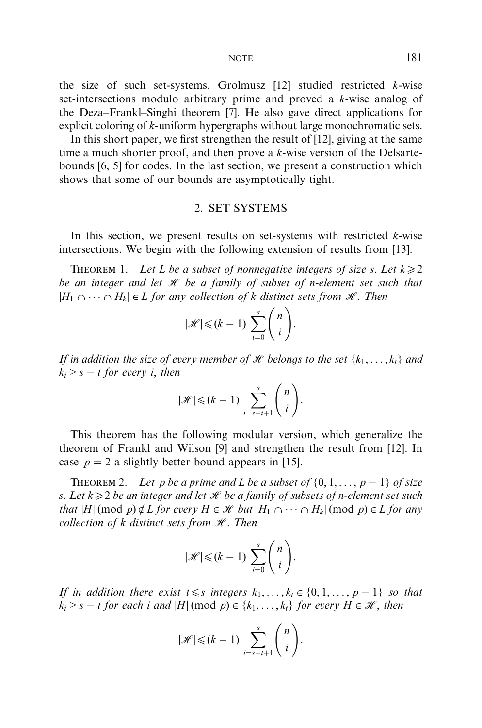the size of such set-systems. Grolmusz [12] studied restricted $k$-wise set-intersections modulo arbitrary prime and proved a $k$-wise analog of the Deza–Frankl–Singhi theorem [7]. He also gave direct applications for explicit coloring of $k$-uniform hypergraphs without large monochromatic sets.

In this short paper, we first strengthen the result of [12], giving at the same time a much shorter proof, and then prove a $k$-wise version of the Delsarte-bounds [6, 5] for codes. In the last section, we present a construction which shows that some of our bounds are asymptotically tight.

## 2. SET SYSTEMS

In this section, we present results on set-systems with restricted $k$-wise intersections. We begin with the following extension of results from [13].

THEOREM 1. *Let $L$ be a subset of nonnegative integers of size $s$. Let $k \geqslant 2$ be an integer and let $\mathscr{H}$ be a family of subset of $n$-element set such that $|H_1 \cap \cdots \cap H_k| \in L$ for any collection of $k$ distinct sets from $\mathscr{H}$. Then*

$$|\mathscr{H}| \leqslant (k-1) \sum_{i=0}^{s} \binom{n}{i}.$$

*If in addition the size of every member of $\mathscr{H}$ belongs to the set $\{k_1, \ldots, k_t\}$ and $k_i > s - t$ for every $i$, then*

$$|\mathscr{H}| \leqslant (k-1) \sum_{i=s-t+1}^{s} \binom{n}{i}.$$

This theorem has the following modular version, which generalize the theorem of Frankl and Wilson [9] and strengthen the result from [12]. In case $p = 2$ a slightly better bound appears in [15].

THEOREM 2. *Let $p$ be a prime and $L$ be a subset of $\{0, 1, \ldots, p-1\}$ of size $s$. Let $k \geqslant 2$ be an integer and let $\mathscr{H}$ be a family of subsets of $n$-element set such that $|H| \pmod{p} \notin L$ for every $H \in \mathscr{H}$ but $|H_1 \cap \cdots \cap H_k| \pmod{p} \in L$ for any collection of $k$ distinct sets from $\mathscr{H}$. Then*

$$|\mathscr{H}| \leqslant (k-1) \sum_{i=0}^{s} \binom{n}{i}.$$

*If in addition there exist $t \leqslant s$ integers $k_1, \ldots, k_t \in \{0, 1, \ldots, p-1\}$ so that $k_i > s - t$ for each $i$ and $|H| \pmod{p} \in \{k_1, \ldots, k_t\}$ for every $H \in \mathscr{H}$, then*

$$|\mathscr{H}| \leqslant (k-1) \sum_{i=s-t+1}^{s} \binom{n}{i}.$$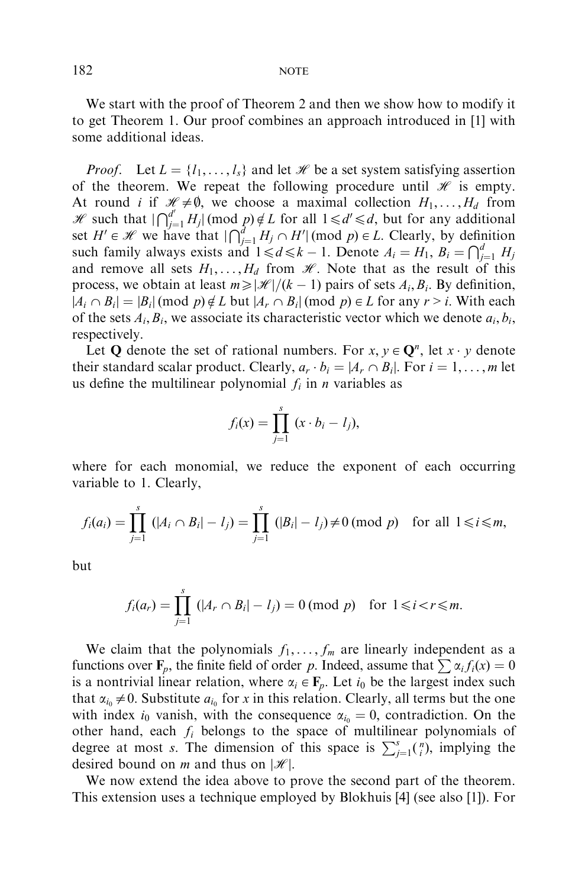We start with the proof of Theorem 2 and then we show how to modify it to get Theorem 1. Our proof combines an approach introduced in [1] with some additional ideas.

*Proof.* Let $L = \{l_1, \ldots, l_s\}$ and let $\mathscr{H}$ be a set system satisfying assertion of the theorem. We repeat the following procedure until $\mathscr{H}$ is empty. At round $i$ if $\mathscr{H} \neq \emptyset$, we choose a maximal collection $H_1, \ldots, H_d$ from $\mathscr{H}$ such that $|\bigcap_{j=1}^{d'} H_j| \,(\text{mod } p) \notin L$ for all $1 \leqslant d' \leqslant d$, but for any additional set $H' \in \mathscr{H}$ we have that $|\bigcap_{j=1}^{d} H_j \cap H'| \,(\text{mod } p) \in L$. Clearly, by definition such family always exists and $1 \leqslant d \leqslant k-1$. Denote $A_i = H_1$, $B_i = \bigcap_{j=1}^{d} H_j$ and remove all sets $H_1, \ldots, H_d$ from $\mathscr{H}$. Note that as the result of this process, we obtain at least $m \geqslant |\mathscr{H}|/(k-1)$ pairs of sets $A_i, B_i$. By definition, $|A_i \cap B_i| = |B_i| \,(\text{mod } p) \notin L$ but $|A_r \cap B_i| \,(\text{mod } p) \in L$ for any $r > i$. With each of the sets $A_i, B_i$, we associate its characteristic vector which we denote $a_i, b_i$, respectively.

Let $\mathbf{Q}$ denote the set of rational numbers. For $x, y \in \mathbf{Q}^n$, let $x \cdot y$ denote their standard scalar product. Clearly, $a_r \cdot b_i = |A_r \cap B_i|$. For $i = 1, \ldots, m$ let us define the multilinear polynomial $f_i$ in $n$ variables as

$$f_i(x) = \prod_{j=1}^{s} (x \cdot b_i - l_j),$$

where for each monomial, we reduce the exponent of each occurring variable to 1. Clearly,

$$f_i(a_i) = \prod_{j=1}^{s} (|A_i \cap B_i| - l_j) = \prod_{j=1}^{s} (|B_i| - l_j) \neq 0 \,(\text{mod } p) \quad \text{for all } 1 \leqslant i \leqslant m,$$

but

$$f_i(a_r) = \prod_{j=1}^{s} (|A_r \cap B_i| - l_j) = 0 \,(\text{mod } p) \quad \text{for } 1 \leqslant i < r \leqslant m.$$

We claim that the polynomials $f_1, \ldots, f_m$ are linearly independent as a functions over $\mathbf{F}_p$, the finite field of order $p$. Indeed, assume that $\sum \alpha_i f_i(x) = 0$ is a nontrivial linear relation, where $\alpha_i \in \mathbf{F}_p$. Let $i_0$ be the largest index such that $\alpha_{i_0} \neq 0$. Substitute $a_{i_0}$ for $x$ in this relation. Clearly, all terms but the one with index $i_0$ vanish, with the consequence $\alpha_{i_0} = 0$, contradiction. On the other hand, each $f_i$ belongs to the space of multilinear polynomials of degree at most $s$. The dimension of this space is $\sum_{j=1}^{s} \binom{n}{i}$, implying the desired bound on $m$ and thus on $|\mathscr{H}|$.

We now extend the idea above to prove the second part of the theorem. This extension uses a technique employed by Blokhuis [4] (see also [1]). For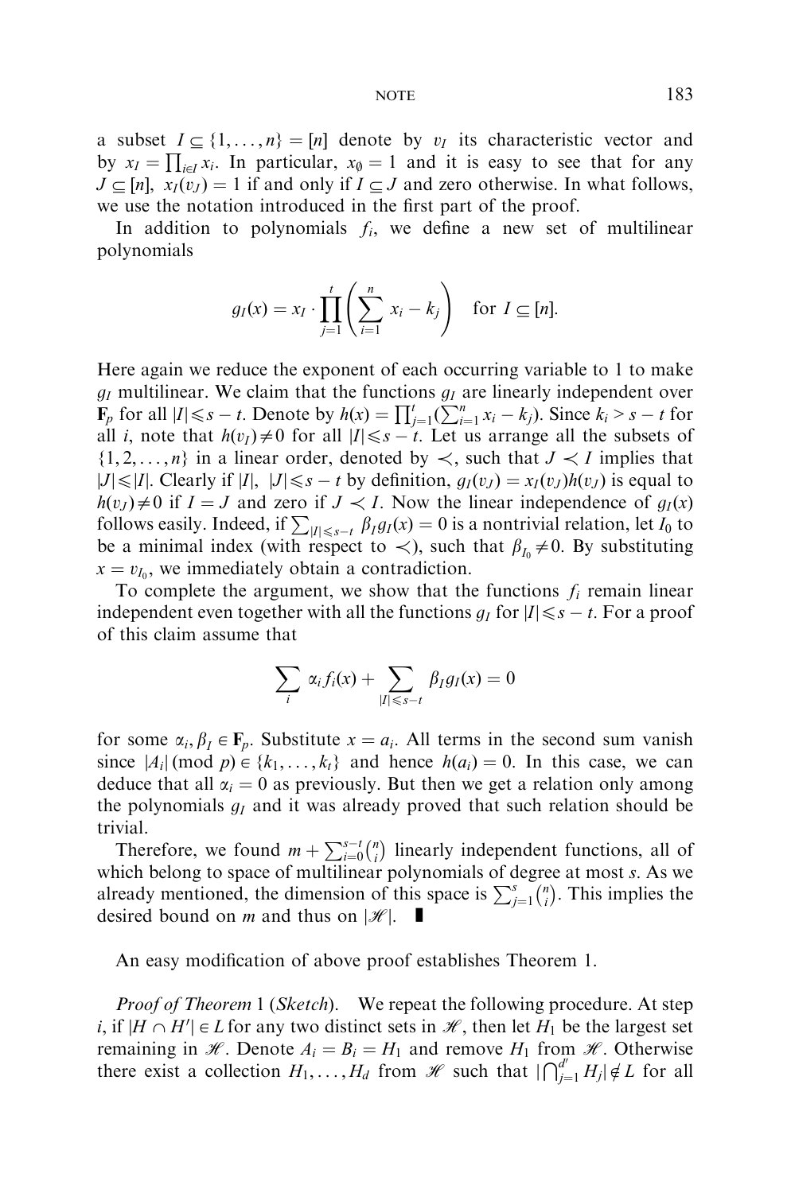a subset $I \subseteq \{1, \ldots, n\} = [n]$ denote by $v_I$ its characteristic vector and by $x_I = \prod_{i \in I} x_i$. In particular, $x_\emptyset = 1$ and it is easy to see that for any $J \subseteq [n]$, $x_I(v_J) = 1$ if and only if $I \subseteq J$ and zero otherwise. In what follows, we use the notation introduced in the first part of the proof.

In addition to polynomials $f_i$, we define a new set of multilinear polynomials

$$g_I(x) = x_I \cdot \prod_{j=1}^{t} \left( \sum_{i=1}^{n} x_i - k_j \right) \quad \text{for } I \subseteq [n].$$

Here again we reduce the exponent of each occurring variable to 1 to make $g_I$ multilinear. We claim that the functions $g_I$ are linearly independent over $\mathbf{F}_p$ for all $|I| \leqslant s - t$. Denote by $h(x) = \prod_{j=1}^{t} (\sum_{i=1}^{n} x_i - k_j)$. Since $k_i > s - t$ for all $i$, note that $h(v_I) \neq 0$ for all $|I| \leqslant s - t$. Let us arrange all the subsets of $\{1, 2, \ldots, n\}$ in a linear order, denoted by $\prec$, such that $J \prec I$ implies that $|J| \leqslant |I|$. Clearly if $|I|, \ |J| \leqslant s - t$ by definition, $g_I(v_J) = x_I(v_J) h(v_J)$ is equal to $h(v_J) \neq 0$ if $I = J$ and zero if $J \prec I$. Now the linear independence of $g_I(x)$ follows easily. Indeed, if $\sum_{|I| \leqslant s-t} \beta_I g_I(x) = 0$ is a nontrivial relation, let $I_0$ to be a minimal index (with respect to $\prec$), such that $\beta_{I_0} \neq 0$. By substituting $x = v_{I_0}$, we immediately obtain a contradiction.

To complete the argument, we show that the functions $f_i$ remain linear independent even together with all the functions $g_I$ for $|I| \leqslant s - t$. For a proof of this claim assume that

$$\sum_i \alpha_i f_i(x) + \sum_{|I| \leqslant s-t} \beta_I g_I(x) = 0$$

for some $\alpha_i, \beta_I \in \mathbf{F}_p$. Substitute $x = a_i$. All terms in the second sum vanish since $|A_i| \pmod{p} \in \{k_1, \ldots, k_t\}$ and hence $h(a_i) = 0$. In this case, we can deduce that all $\alpha_i = 0$ as previously. But then we get a relation only among the polynomials $g_I$ and it was already proved that such relation should be trivial.

Therefore, we found $m + \sum_{i=0}^{s-t} \binom{n}{i}$ linearly independent functions, all of which belong to space of multilinear polynomials of degree at most $s$. As we already mentioned, the dimension of this space is $\sum_{j=1}^{s} \binom{n}{i}$. This implies the desired bound on $m$ and thus on $|\mathscr{H}|$. ∎

An easy modification of above proof establishes Theorem 1.

*Proof of Theorem* 1 (*Sketch*). We repeat the following procedure. At step $i$, if $|H \cap H'| \in L$ for any two distinct sets in $\mathscr{H}$, then let $H_1$ be the largest set remaining in $\mathscr{H}$. Denote $A_i = B_i = H_1$ and remove $H_1$ from $\mathscr{H}$. Otherwise there exist a collection $H_1, \ldots, H_d$ from $\mathscr{H}$ such that $|\bigcap_{j=1}^{d'} H_j| \notin L$ for all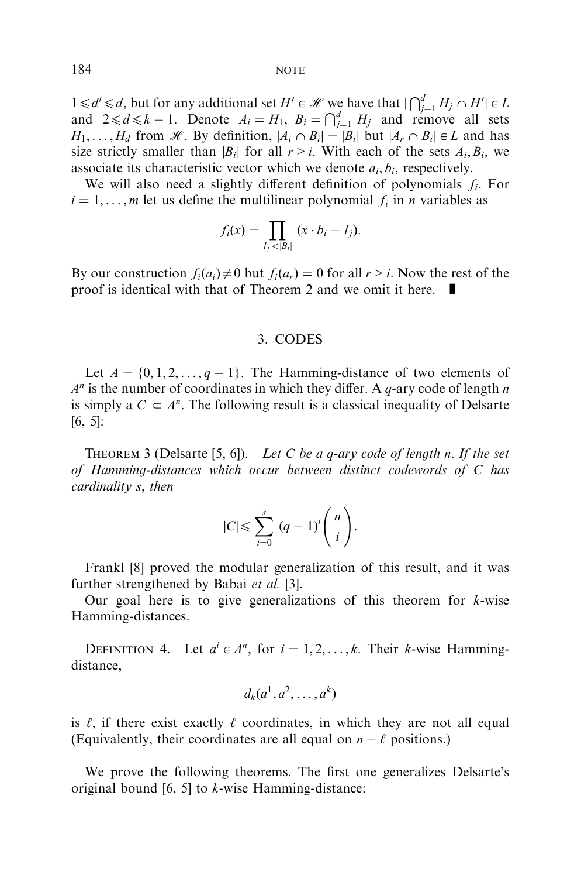$1 \leqslant d' \leqslant d$, but for any additional set $H' \in \mathscr{H}$ we have that $|\bigcap_{j=1}^{d} H_j \cap H'| \in L$ and $2 \leqslant d \leqslant k-1$. Denote $A_i = H_1$, $B_i = \bigcap_{j=1}^{d} H_j$ and remove all sets $H_1, \ldots, H_d$ from $\mathscr{H}$. By definition, $|A_i \cap B_i| = |B_i|$ but $|A_r \cap B_i| \in L$ and has size strictly smaller than $|B_i|$ for all $r > i$. With each of the sets $A_i, B_i$, we associate its characteristic vector which we denote $a_i, b_i$, respectively.

We will also need a slightly different definition of polynomials $f_i$. For $i = 1, \ldots, m$ let us define the multilinear polynomial $f_i$ in $n$ variables as

$$f_i(x) = \prod_{l_j < |B_i|} (x \cdot b_i - l_j).$$

By our construction $f_i(a_i) \neq 0$ but $f_i(a_r) = 0$ for all $r > i$. Now the rest of the proof is identical with that of Theorem 2 and we omit it here. ∎

## 3. CODES

Let $A = \{0, 1, 2, \ldots, q-1\}$. The Hamming-distance of two elements of $A^n$ is the number of coordinates in which they differ. A $q$-ary code of length $n$ is simply a $C \subset A^n$. The following result is a classical inequality of Delsarte [6, 5]:

Theorem 3 (Delsarte [5, 6]). *Let $C$ be a $q$-ary code of length $n$. If the set of Hamming-distances which occur between distinct codewords of $C$ has cardinality $s$, then*

$$|C| \leqslant \sum_{i=0}^{s} (q-1)^i \binom{n}{i}.$$

Frankl [8] proved the modular generalization of this result, and it was further strengthened by Babai *et al.* [3].

Our goal here is to give generalizations of this theorem for $k$-wise Hamming-distances.

Definition 4. Let $a^i \in A^n$, for $i = 1, 2, \ldots, k$. Their $k$-wise Hamming-distance,

$$d_k(a^1, a^2, \ldots, a^k)$$

is $\ell$, if there exist exactly $\ell$ coordinates, in which they are not all equal (Equivalently, their coordinates are all equal on $n - \ell$ positions.)

We prove the following theorems. The first one generalizes Delsarte's original bound [6, 5] to $k$-wise Hamming-distance: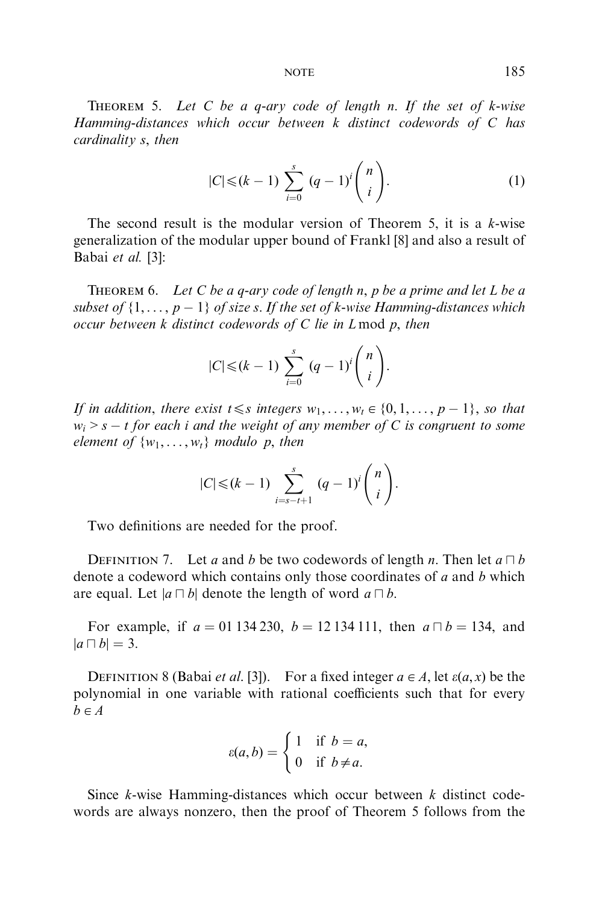**Theorem 5.** *Let $C$ be a $q$-ary code of length $n$. If the set of $k$-wise Hamming-distances which occur between $k$ distinct codewords of $C$ has cardinality $s$, then*

$$|C| \leqslant (k-1) \sum_{i=0}^{s} (q-1)^i \binom{n}{i}. \tag{1}$$

The second result is the modular version of Theorem 5, it is a $k$-wise generalization of the modular upper bound of Frankl [8] and also a result of Babai *et al.* [3]:

**Theorem 6.** *Let $C$ be a $q$-ary code of length $n$, $p$ be a prime and let $L$ be a subset of $\{1, \ldots, p-1\}$ of size $s$. If the set of $k$-wise Hamming-distances which occur between $k$ distinct codewords of $C$ lie in $L$ mod $p$, then*

$$|C| \leqslant (k-1) \sum_{i=0}^{s} (q-1)^i \binom{n}{i}.$$

*If in addition, there exist $t \leqslant s$ integers $w_1, \ldots, w_t \in \{0, 1, \ldots, p-1\}$, so that $w_i > s-t$ for each $i$ and the weight of any member of $C$ is congruent to some element of $\{w_1, \ldots, w_t\}$ modulo $p$, then*

$$|C| \leqslant (k-1) \sum_{i=s-t+1}^{s} (q-1)^i \binom{n}{i}.$$

Two definitions are needed for the proof.

**Definition 7.** Let $a$ and $b$ be two codewords of length $n$. Then let $a \sqcap b$ denote a codeword which contains only those coordinates of $a$ and $b$ which are equal. Let $|a \sqcap b|$ denote the length of word $a \sqcap b$.

For example, if $a = 01\,134\,230$, $b = 12\,134\,111$, then $a \sqcap b = 134$, and $|a \sqcap b| = 3$.

**Definition 8** (Babai *et al.* [3]). For a fixed integer $a \in A$, let $\varepsilon(a, x)$ be the polynomial in one variable with rational coefficients such that for every $b \in A$

$$\varepsilon(a, b) = \begin{cases} 1 & \text{if } b = a, \\ 0 & \text{if } b \neq a. \end{cases}$$

Since $k$-wise Hamming-distances which occur between $k$ distinct codewords are always nonzero, then the proof of Theorem 5 follows from the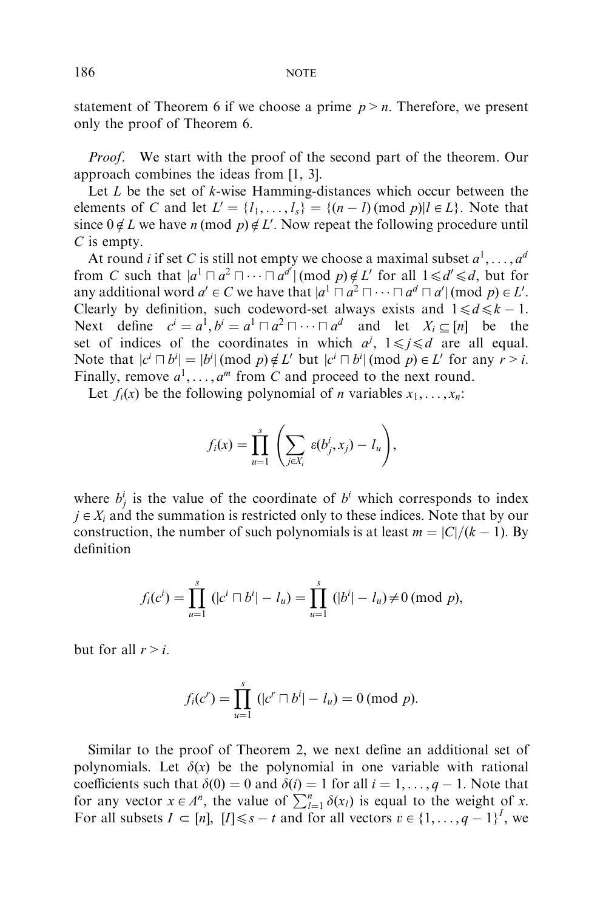statement of Theorem 6 if we choose a prime $p > n$. Therefore, we present only the proof of Theorem 6.

*Proof.* We start with the proof of the second part of the theorem. Our approach combines the ideas from [1, 3].

Let $L$ be the set of $k$-wise Hamming-distances which occur between the elements of $C$ and let $L' = \{l_1, \ldots, l_s\} = \{(n-l) \pmod p | l \in L\}$. Note that since $0 \notin L$ we have $n \pmod p \notin L'$. Now repeat the following procedure until $C$ is empty.

At round $i$ if set $C$ is still not empty we choose a maximal subset $a^1, \ldots, a^d$ from $C$ such that $|a^1 \sqcap a^2 \sqcap \cdots \sqcap a^{d'}| \pmod p \notin L'$ for all $1 \leqslant d' \leqslant d$, but for any additional word $a' \in C$ we have that $|a^1 \sqcap a^2 \sqcap \cdots \sqcap a^d \sqcap a'| \pmod p \in L'$. Clearly by definition, such codeword-set always exists and $1 \leqslant d \leqslant k-1$. Next define $c^i = a^1, b^i = a^1 \sqcap a^2 \sqcap \cdots \sqcap a^d$ and let $X_i \subseteq [n]$ be the set of indices of the coordinates in which $a^j$, $1 \leqslant j \leqslant d$ are all equal. Note that $|c^i \sqcap b^i| = |b^i| \pmod p \notin L'$ but $|c^i \sqcap b^i| \pmod p \in L'$ for any $r > i$. Finally, remove $a^1, \ldots, a^m$ from $C$ and proceed to the next round.

Let $f_i(x)$ be the following polynomial of $n$ variables $x_1, \ldots, x_n$:

$$f_i(x) = \prod_{u=1}^{s} \left( \sum_{j \in X_i} \varepsilon(b^i_j, x_j) - l_u \right),$$

where $b^i_j$ is the value of the coordinate of $b^i$ which corresponds to index $j \in X_i$ and the summation is restricted only to these indices. Note that by our construction, the number of such polynomials is at least $m = |C|/(k-1)$. By definition

$$f_i(c^i) = \prod_{u=1}^{s} (|c^i \sqcap b^i| - l_u) = \prod_{u=1}^{s} (|b^i| - l_u) \neq 0 \pmod p,$$

but for all $r > i$.

$$f_i(c^r) = \prod_{u=1}^{s} (|c^r \sqcap b^i| - l_u) = 0 \pmod p.$$

Similar to the proof of Theorem 2, we next define an additional set of polynomials. Let $\delta(x)$ be the polynomial in one variable with rational coefficients such that $\delta(0) = 0$ and $\delta(i) = 1$ for all $i = 1, \ldots, q-1$. Note that for any vector $x \in A^n$, the value of $\sum_{l=1}^{n} \delta(x_l)$ is equal to the weight of $x$. For all subsets $I \subset [n]$, $[I] \leqslant s - t$ and for all vectors $v \in \{1, \ldots, q-1\}^I$, we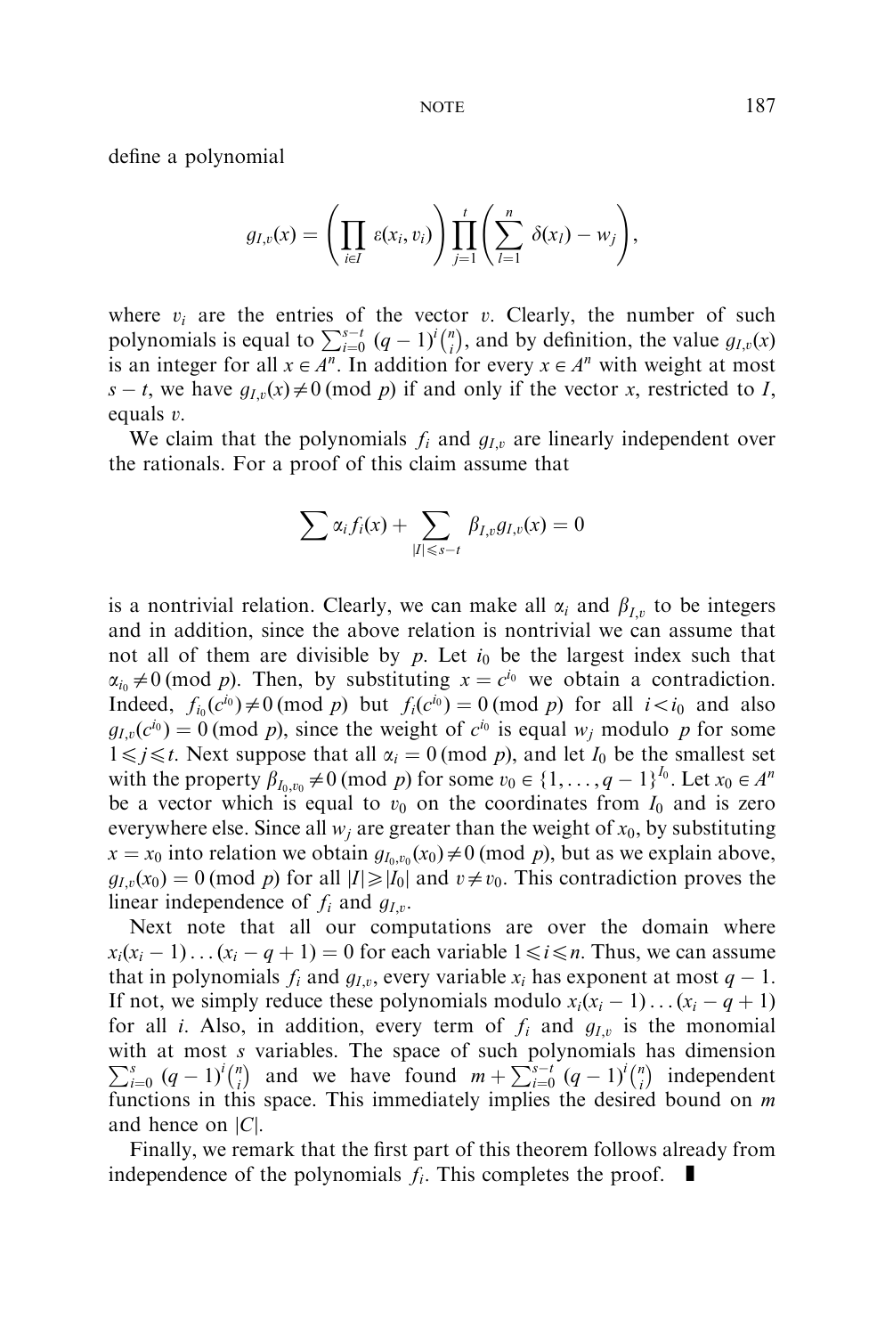define a polynomial

$$g_{I,v}(x) = \left(\prod_{i \in I} \varepsilon(x_i, v_i)\right) \prod_{j=1}^{t} \left(\sum_{l=1}^{n} \delta(x_l) - w_j\right),$$

where $v_i$ are the entries of the vector $v$. Clearly, the number of such polynomials is equal to $\sum_{i=0}^{s-t} (q-1)^i \binom{n}{i}$, and by definition, the value $g_{I,v}(x)$ is an integer for all $x \in A^n$. In addition for every $x \in A^n$ with weight at most $s-t$, we have $g_{I,v}(x) \neq 0 \pmod{p}$ if and only if the vector $x$, restricted to $I$, equals $v$.

We claim that the polynomials $f_i$ and $g_{I,v}$ are linearly independent over the rationals. For a proof of this claim assume that

$$\sum \alpha_i f_i(x) + \sum_{|I| \leqslant s-t} \beta_{I,v} g_{I,v}(x) = 0$$

is a nontrivial relation. Clearly, we can make all $\alpha_i$ and $\beta_{I,v}$ to be integers and in addition, since the above relation is nontrivial we can assume that not all of them are divisible by $p$. Let $i_0$ be the largest index such that $\alpha_{i_0} \neq 0 \pmod{p}$. Then, by substituting $x = c^{i_0}$ we obtain a contradiction. Indeed, $f_{i_0}(c^{i_0}) \neq 0 \pmod{p}$ but $f_i(c^{i_0}) = 0 \pmod{p}$ for all $i < i_0$ and also $g_{I,v}(c^{i_0}) = 0 \pmod{p}$, since the weight of $c^{i_0}$ is equal $w_j$ modulo $p$ for some $1 \leqslant j \leqslant t$. Next suppose that all $\alpha_i = 0 \pmod{p}$, and let $I_0$ be the smallest set with the property $\beta_{I_0,v_0} \neq 0 \pmod{p}$ for some $v_0 \in \{1, \ldots, q-1\}^{I_0}$. Let $x_0 \in A^n$ be a vector which is equal to $v_0$ on the coordinates from $I_0$ and is zero everywhere else. Since all $w_j$ are greater than the weight of $x_0$, by substituting $x = x_0$ into relation we obtain $g_{I_0,v_0}(x_0) \neq 0 \pmod{p}$, but as we explain above, $g_{I,v}(x_0) = 0 \pmod{p}$ for all $|I| \geqslant |I_0|$ and $v \neq v_0$. This contradiction proves the linear independence of $f_i$ and $g_{I,v}$.

Next note that all our computations are over the domain where $x_i(x_i - 1) \ldots (x_i - q + 1) = 0$ for each variable $1 \leqslant i \leqslant n$. Thus, we can assume that in polynomials $f_i$ and $g_{I,v}$, every variable $x_i$ has exponent at most $q-1$. If not, we simply reduce these polynomials modulo $x_i(x_i - 1) \ldots (x_i - q + 1)$ for all $i$. Also, in addition, every term of $f_i$ and $g_{I,v}$ is the monomial with at most $s$ variables. The space of such polynomials has dimension $\sum_{i=0}^{s} (q-1)^i \binom{n}{i}$ and we have found $m + \sum_{i=0}^{s-t} (q-1)^i \binom{n}{i}$ independent functions in this space. This immediately implies the desired bound on $m$ and hence on $|C|$.

Finally, we remark that the first part of this theorem follows already from independence of the polynomials $f_i$. This completes the proof. ∎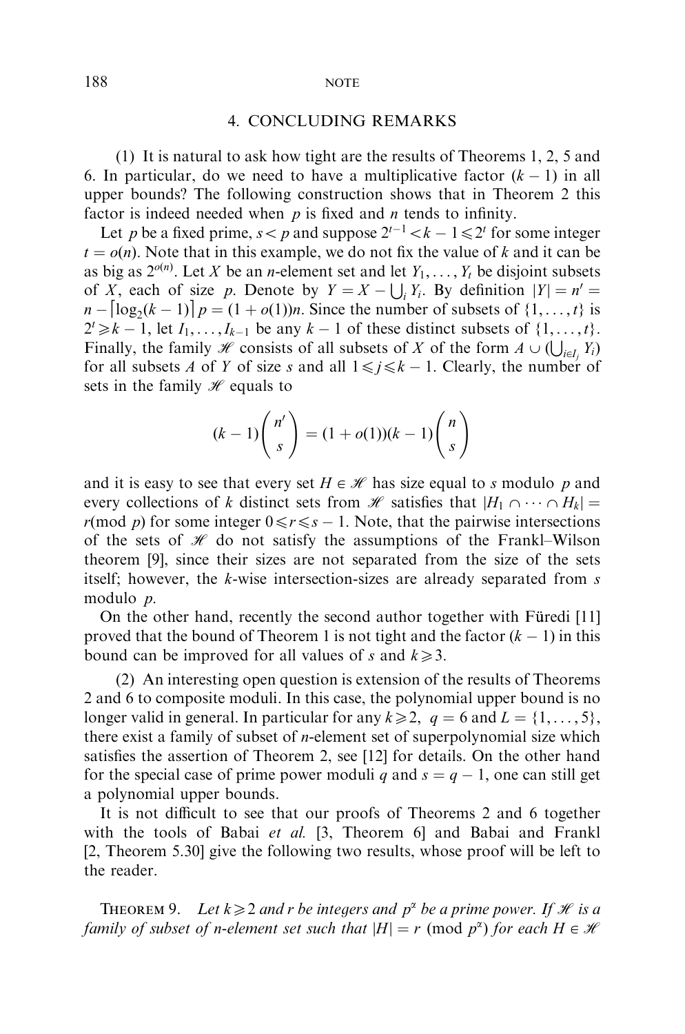## 4. CONCLUDING REMARKS

(1) It is natural to ask how tight are the results of Theorems 1, 2, 5 and 6. In particular, do we need to have a multiplicative factor $(k-1)$ in all upper bounds? The following construction shows that in Theorem 2 this factor is indeed needed when $p$ is fixed and $n$ tends to infinity.

Let $p$ be a fixed prime, $s < p$ and suppose $2^{t-1} < k-1 \leqslant 2^t$ for some integer $t = o(n)$. Note that in this example, we do not fix the value of $k$ and it can be as big as $2^{o(n)}$. Let $X$ be an $n$-element set and let $Y_1, \ldots, Y_t$ be disjoint subsets of $X$, each of size $p$. Denote by $Y = X - \bigcup_i Y_i$. By definition $|Y| = n' = n - \lceil \log_2(k-1) \rceil p = (1+o(1))n$. Since the number of subsets of $\{1, \ldots, t\}$ is $2^t \geqslant k-1$, let $I_1, \ldots, I_{k-1}$ be any $k-1$ of these distinct subsets of $\{1, \ldots, t\}$. Finally, the family $\mathscr{H}$ consists of all subsets of $X$ of the form $A \cup (\bigcup_{i \in I_j} Y_i)$ for all subsets $A$ of $Y$ of size $s$ and all $1 \leqslant j \leqslant k-1$. Clearly, the number of sets in the family $\mathscr{H}$ equals to

$$(k-1)\binom{n'}{s} = (1+o(1))(k-1)\binom{n}{s}$$

and it is easy to see that every set $H \in \mathscr{H}$ has size equal to $s$ modulo $p$ and every collections of $k$ distinct sets from $\mathscr{H}$ satisfies that $|H_1 \cap \cdots \cap H_k| = r (\text{mod } p)$ for some integer $0 \leqslant r \leqslant s-1$. Note, that the pairwise intersections of the sets of $\mathscr{H}$ do not satisfy the assumptions of the Frankl–Wilson theorem [9], since their sizes are not separated from the size of the sets itself; however, the $k$-wise intersection-sizes are already separated from $s$ modulo $p$.

On the other hand, recently the second author together with Füredi [11] proved that the bound of Theorem 1 is not tight and the factor $(k-1)$ in this bound can be improved for all values of $s$ and $k \geqslant 3$.

(2) An interesting open question is extension of the results of Theorems 2 and 6 to composite moduli. In this case, the polynomial upper bound is no longer valid in general. In particular for any $k \geqslant 2$, $q = 6$ and $L = \{1, \ldots, 5\}$, there exist a family of subset of $n$-element set of superpolynomial size which satisfies the assertion of Theorem 2, see [12] for details. On the other hand for the special case of prime power moduli $q$ and $s = q-1$, one can still get a polynomial upper bounds.

It is not difficult to see that our proofs of Theorems 2 and 6 together with the tools of Babai *et al.* [3, Theorem 6] and Babai and Frankl [2, Theorem 5.30] give the following two results, whose proof will be left to the reader.

THEOREM 9. *Let $k \geqslant 2$ and $r$ be integers and $p^\alpha$ be a prime power. If $\mathscr{H}$ is a family of subset of $n$-element set such that $|H| = r \pmod{p^\alpha}$ for each $H \in \mathscr{H}$*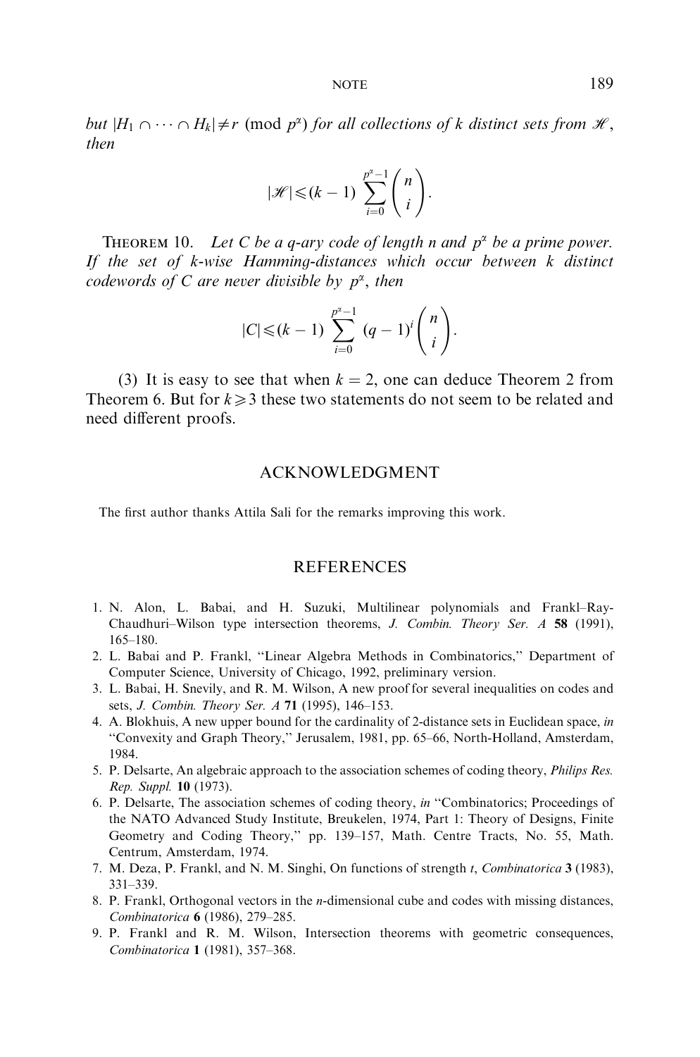*but* $|H_1 \cap \cdots \cap H_k| \neq r \pmod{p^\alpha}$ *for all collections of k distinct sets from* $\mathscr{H}$, *then*

$$|\mathscr{H}| \leqslant (k-1) \sum_{i=0}^{p^\alpha - 1} \binom{n}{i}.$$

THEOREM 10. *Let C be a q-ary code of length n and* $p^\alpha$ *be a prime power. If the set of k-wise Hamming-distances which occur between k distinct codewords of C are never divisible by* $p^\alpha$, *then*

$$|C| \leqslant (k-1) \sum_{i=0}^{p^\alpha - 1} (q-1)^i \binom{n}{i}.$$

(3) It is easy to see that when $k = 2$, one can deduce Theorem 2 from Theorem 6. But for $k \geqslant 3$ these two statements do not seem to be related and need different proofs.

## ACKNOWLEDGMENT

The first author thanks Attila Sali for the remarks improving this work.

## REFERENCES

1. N. Alon, L. Babai, and H. Suzuki, Multilinear polynomials and Frankl–Ray-Chaudhuri–Wilson type intersection theorems, *J. Combin. Theory Ser. A* **58** (1991), 165–180.
2. L. Babai and P. Frankl, "Linear Algebra Methods in Combinatorics," Department of Computer Science, University of Chicago, 1992, preliminary version.
3. L. Babai, H. Snevily, and R. M. Wilson, A new proof for several inequalities on codes and sets, *J. Combin. Theory Ser. A* **71** (1995), 146–153.
4. A. Blokhuis, A new upper bound for the cardinality of 2-distance sets in Euclidean space, *in* "Convexity and Graph Theory," Jerusalem, 1981, pp. 65–66, North-Holland, Amsterdam, 1984.
5. P. Delsarte, An algebraic approach to the association schemes of coding theory, *Philips Res. Rep. Suppl.* **10** (1973).
6. P. Delsarte, The association schemes of coding theory, *in* "Combinatorics; Proceedings of the NATO Advanced Study Institute, Breukelen, 1974, Part 1: Theory of Designs, Finite Geometry and Coding Theory," pp. 139–157, Math. Centre Tracts, No. 55, Math. Centrum, Amsterdam, 1974.
7. M. Deza, P. Frankl, and N. M. Singhi, On functions of strength *t*, *Combinatorica* **3** (1983), 331–339.
8. P. Frankl, Orthogonal vectors in the *n*-dimensional cube and codes with missing distances, *Combinatorica* **6** (1986), 279–285.
9. P. Frankl and R. M. Wilson, Intersection theorems with geometric consequences, *Combinatorica* **1** (1981), 357–368.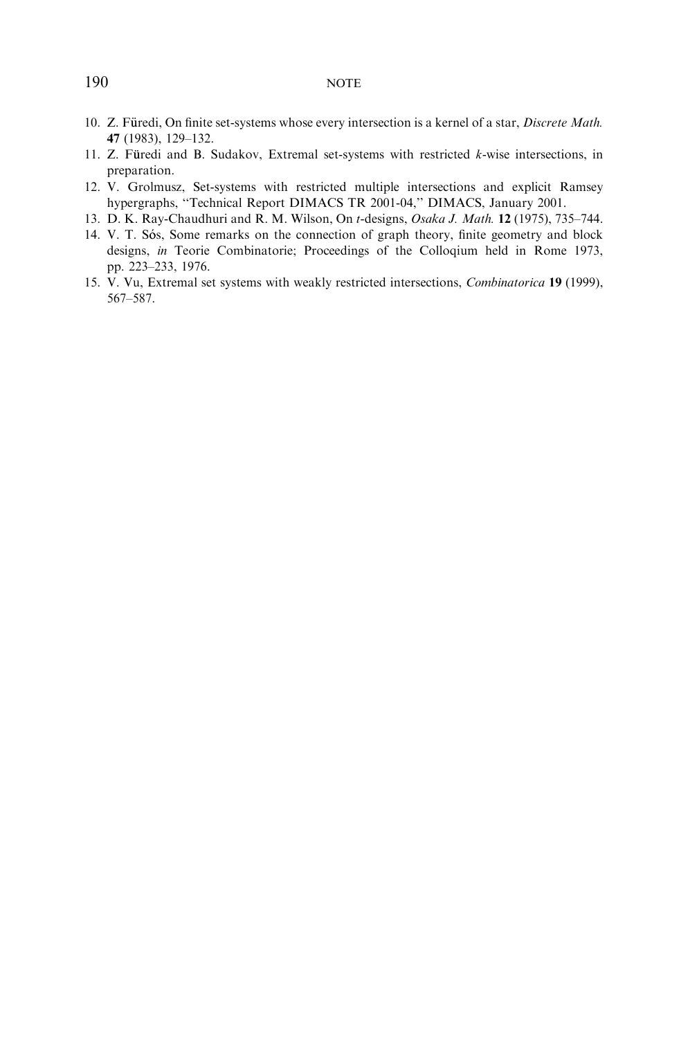10. Z. Füredi, On finite set-systems whose every intersection is a kernel of a star, *Discrete Math.* **47** (1983), 129–132.
11. Z. Füredi and B. Sudakov, Extremal set-systems with restricted $k$-wise intersections, in preparation.
12. V. Grolmusz, Set-systems with restricted multiple intersections and explicit Ramsey hypergraphs, "Technical Report DIMACS TR 2001-04," DIMACS, January 2001.
13. D. K. Ray-Chaudhuri and R. M. Wilson, On $t$-designs, *Osaka J. Math.* **12** (1975), 735–744.
14. V. T. Sós, Some remarks on the connection of graph theory, finite geometry and block designs, *in* Teorie Combinatorie; Proceedings of the Colloqium held in Rome 1973, pp. 223–233, 1976.
15. V. Vu, Extremal set systems with weakly restricted intersections, *Combinatorica* **19** (1999), 567–587.